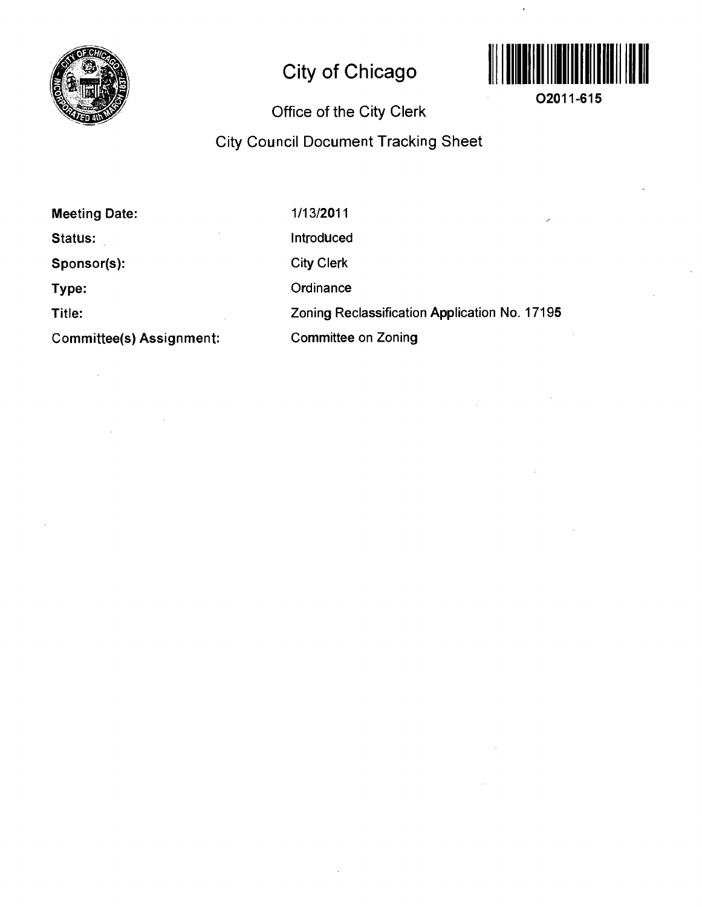# City of Chicago

O2011-615

## Office of the City Clerk

## City Council Document Tracking Sheet

| | |
|---|---|
| **Meeting Date:** | 1/13/2011 |
| **Status:** | Introduced |
| **Sponsor(s):** | City Clerk |
| **Type:** | Ordinance |
| **Title:** | Zoning Reclassification Application No. 17195 |
| **Committee(s) Assignment:** | Committee on Zoning |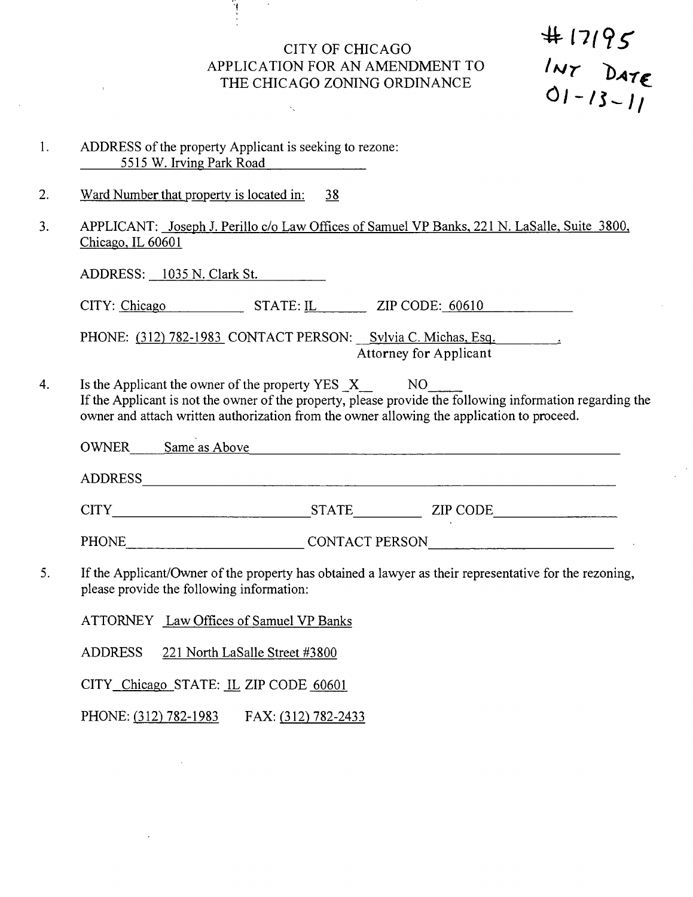# CITY OF CHICAGO
## APPLICATION FOR AN AMENDMENT TO THE CHICAGO ZONING ORDINANCE

#17195
INT DATE
01-13-11

1. ADDRESS of the property Applicant is seeking to rezone:
   5515 W. Irving Park Road

2. Ward Number that property is located in: 38

3. APPLICANT: Joseph J. Perillo c/o Law Offices of Samuel VP Banks, 221 N. LaSalle, Suite 3800, Chicago, IL 60601

   ADDRESS: 1035 N. Clark St.

   CITY: Chicago STATE: IL ZIP CODE: 60610

   PHONE: (312) 782-1983 CONTACT PERSON: Sylvia C. Michas, Esq.
   Attorney for Applicant

4. Is the Applicant the owner of the property YES X NO ____
   If the Applicant is not the owner of the property, please provide the following information regarding the owner and attach written authorization from the owner allowing the application to proceed.

   OWNER Same as Above

   ADDRESS ____________________

   CITY ____________ STATE ________ ZIP CODE ____________

   PHONE ____________ CONTACT PERSON ____________

5. If the Applicant/Owner of the property has obtained a lawyer as their representative for the rezoning, please provide the following information:

   ATTORNEY Law Offices of Samuel VP Banks

   ADDRESS 221 North LaSalle Street #3800

   CITY Chicago STATE: IL ZIP CODE 60601

   PHONE: (312) 782-1983 FAX: (312) 782-2433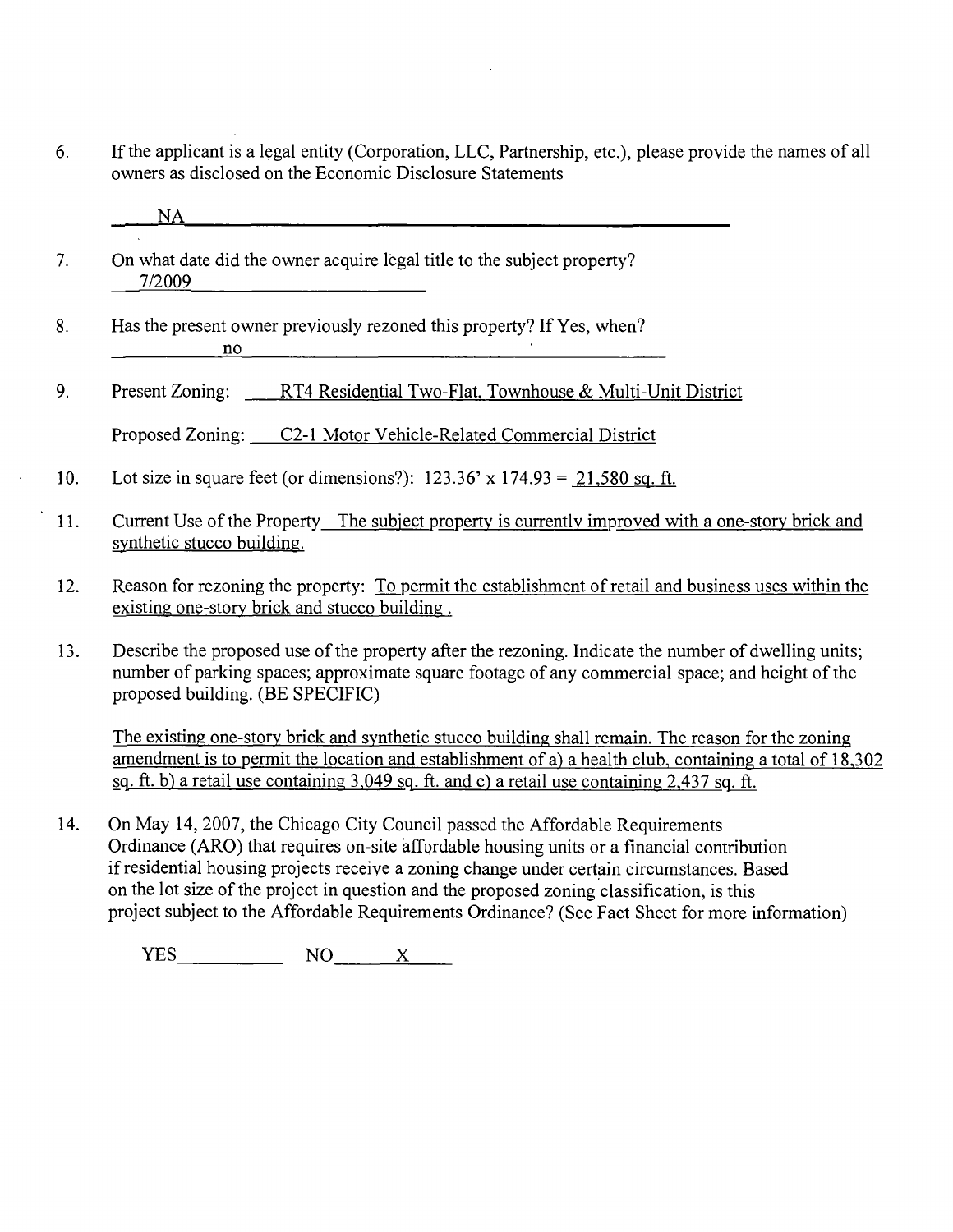6. If the applicant is a legal entity (Corporation, LLC, Partnership, etc.), please provide the names of all owners as disclosed on the Economic Disclosure Statements

   NA

7. On what date did the owner acquire legal title to the subject property?
   7/2009

8. Has the present owner previously rezoned this property? If Yes, when?
   no

9. Present Zoning: RT4 Residential Two-Flat, Townhouse & Multi-Unit District

   Proposed Zoning: C2-1 Motor Vehicle-Related Commercial District

10. Lot size in square feet (or dimensions?): 123.36' x 174.93 = 21,580 sq. ft.

11. Current Use of the Property The subject property is currently improved with a one-story brick and synthetic stucco building.

12. Reason for rezoning the property: To permit the establishment of retail and business uses within the existing one-story brick and stucco building .

13. Describe the proposed use of the property after the rezoning. Indicate the number of dwelling units; number of parking spaces; approximate square footage of any commercial space; and height of the proposed building. (BE SPECIFIC)

    The existing one-story brick and synthetic stucco building shall remain. The reason for the zoning amendment is to permit the location and establishment of a) a health club, containing a total of 18,302 sq. ft. b) a retail use containing 3,049 sq. ft. and c) a retail use containing 2,437 sq. ft.

14. On May 14, 2007, the Chicago City Council passed the Affordable Requirements Ordinance (ARO) that requires on-site affordable housing units or a financial contribution if residential housing projects receive a zoning change under certain circumstances. Based on the lot size of the project in question and the proposed zoning classification, is this project subject to the Affordable Requirements Ordinance? (See Fact Sheet for more information)

    YES\_\_\_\_\_\_\_\_ NO X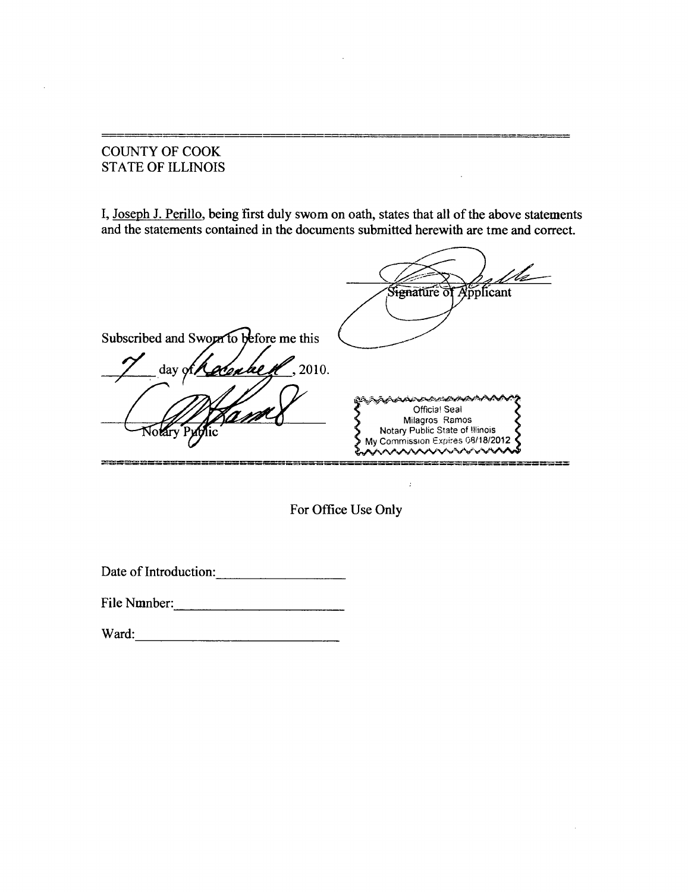COUNTY OF COOK
STATE OF ILLINOIS

I, Joseph J. Perillo, being first duly swom on oath, states that all of the above statements and the statements contained in the documents submitted herewith are tme and correct.

Signature of Applicant

Subscribed and Sworn to before me this

7 day of December, 2010.

Notary Public

Official Seal
Milagros Ramos
Notary Public State of Illinois
My Commission Expires 08/18/2012

For Office Use Only

Date of Introduction: ___________________

File Nmnber: ___________________

Ward: ___________________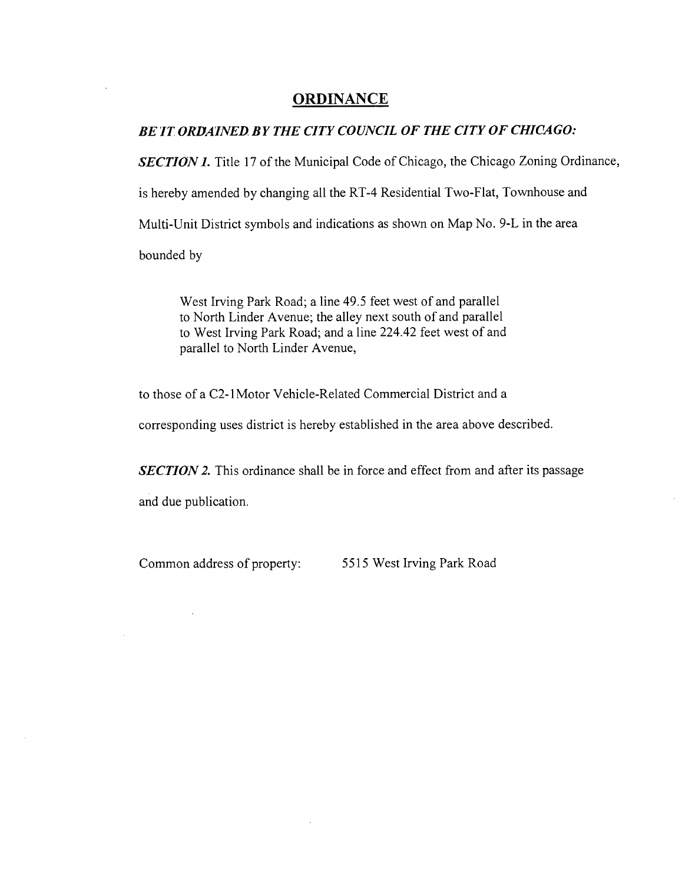# ORDINANCE

***BE IT ORDAINED BY THE CITY COUNCIL OF THE CITY OF CHICAGO:***

***SECTION 1.*** Title 17 of the Municipal Code of Chicago, the Chicago Zoning Ordinance, is hereby amended by changing all the RT-4 Residential Two-Flat, Townhouse and Multi-Unit District symbols and indications as shown on Map No. 9-L in the area bounded by

> West Irving Park Road; a line 49.5 feet west of and parallel to North Linder Avenue; the alley next south of and parallel to West Irving Park Road; and a line 224.42 feet west of and parallel to North Linder Avenue,

to those of a C2-1Motor Vehicle-Related Commercial District and a corresponding uses district is hereby established in the area above described.

***SECTION 2.*** This ordinance shall be in force and effect from and after its passage and due publication.

Common address of property: 5515 West Irving Park Road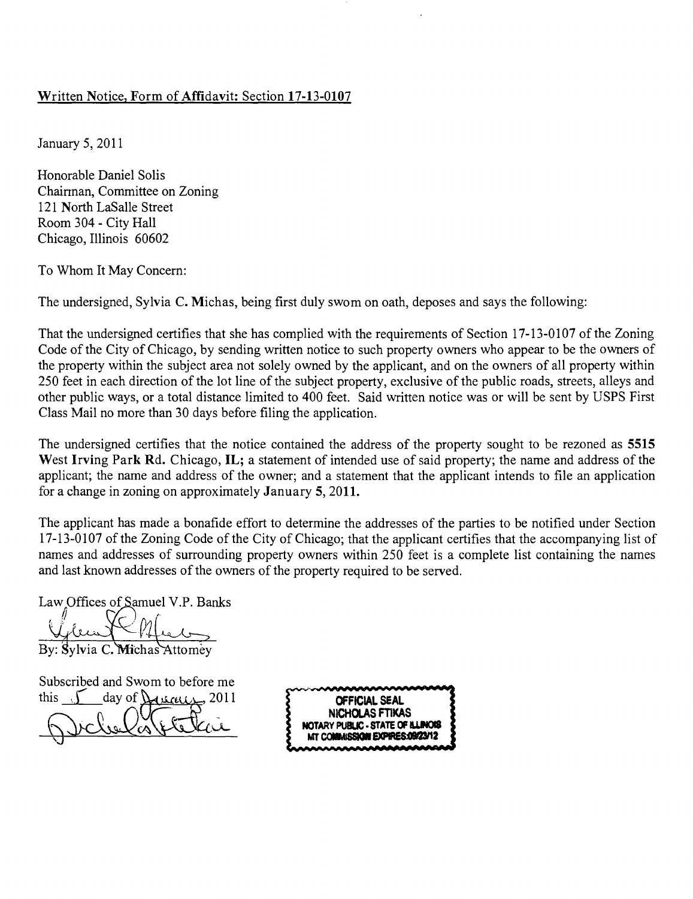Written Notice, Form of Affidavit: Section 17-13-0107

January 5, 2011

Honorable Daniel Solis
Chairman, Committee on Zoning
121 North LaSalle Street
Room 304 - City Hall
Chicago, Illinois 60602

To Whom It May Concern:

The undersigned, Sylvia C. Michas, being first duly swom on oath, deposes and says the following:

That the undersigned certifies that she has complied with the requirements of Section 17-13-0107 of the Zoning Code of the City of Chicago, by sending written notice to such property owners who appear to be the owners of the property within the subject area not solely owned by the applicant, and on the owners of all property within 250 feet in each direction of the lot line of the subject property, exclusive of the public roads, streets, alleys and other public ways, or a total distance limited to 400 feet. Said written notice was or will be sent by USPS First Class Mail no more than 30 days before filing the application.

The undersigned certifies that the notice contained the address of the property sought to be rezoned as **5515 West Irving Park Rd.** Chicago, **IL;** a statement of intended use of said property; the name and address of the applicant; the name and address of the owner; and a statement that the applicant intends to file an application for a change in zoning on approximately **January 5, 2011.**

The applicant has made a bonafide effort to determine the addresses of the parties to be notified under Section 17-13-0107 of the Zoning Code of the City of Chicago; that the applicant certifies that the accompanying list of names and addresses of surrounding property owners within 250 feet is a complete list containing the names and last known addresses of the owners of the property required to be served.

Law Offices of Samuel V.P. Banks

By: Sylvia C. Michas Attomey

Subscribed and Swom to before me
this 5 day of January, 2011

OFFICIAL SEAL
NICHOLAS FTIKAS
NOTARY PUBLIC - STATE OF ILLINOIS
MY COMMISSION EXPIRES:09/23/12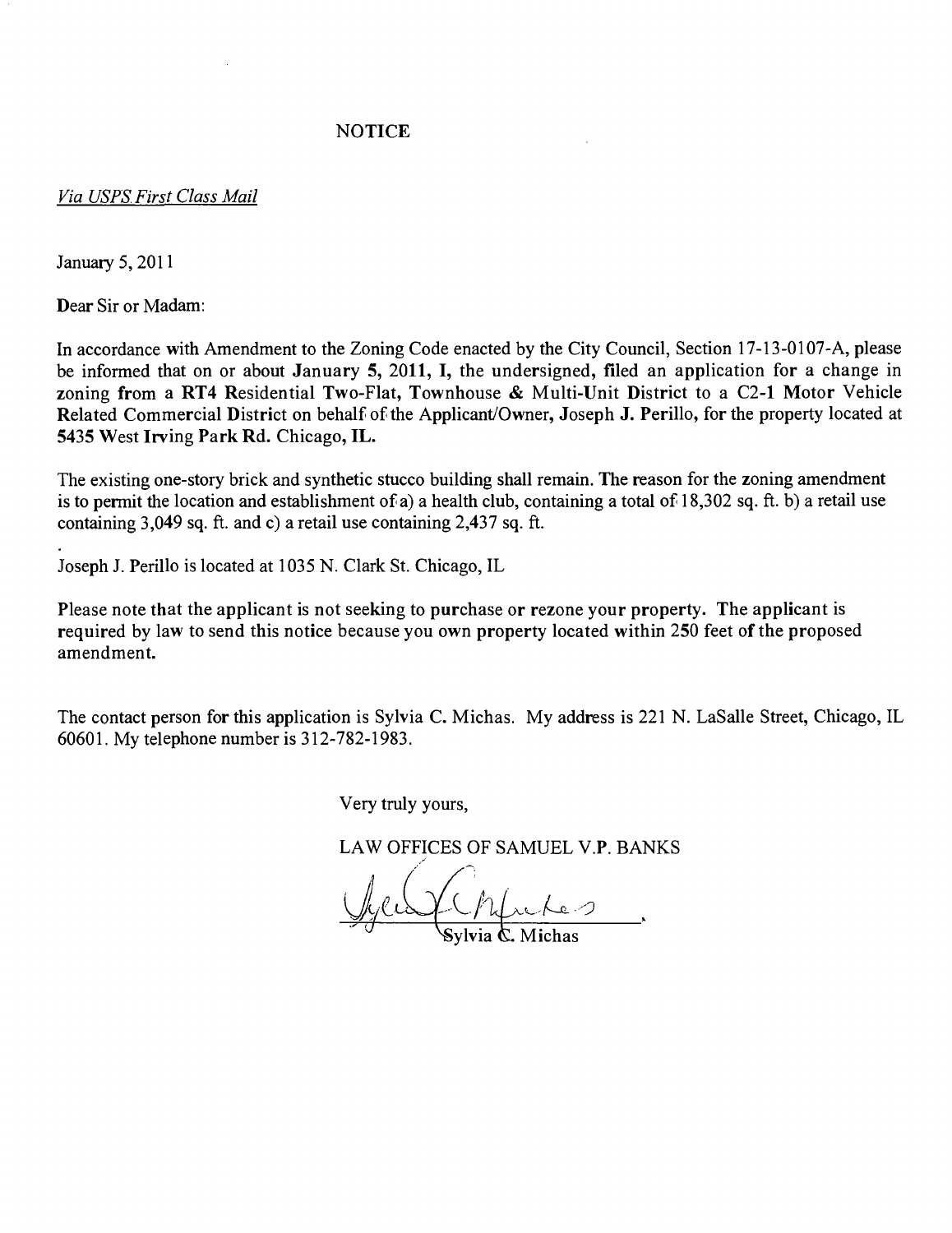# NOTICE

*Via USPS First Class Mail*

January 5, 2011

Dear Sir or Madam:

In accordance with Amendment to the Zoning Code enacted by the City Council, Section 17-13-0107-A, please be informed that on or about **January 5, 2011, I**, the undersigned, **filed** an application for a change in zoning **from** a **RT4 Residential Two-Flat, Townhouse & Multi-Unit District** to a **C2-1 Motor** Vehicle Related Commercial **District** on behalf of the Applicant/Owner, **Joseph J. Perillo**, for the property located at **5435 West Irving Park Rd.** Chicago, **IL.**

The existing one-story brick and synthetic stucco building shall remain. **The** reason for the zoning amendment is to permit the location and establishment of a) a health club, containing a total of 18,302 sq. ft. b) a retail use containing 3,049 sq. ft. and c) a retail use containing 2,437 sq. ft.

Joseph J. Perillo is located at 1035 N. Clark St. Chicago, IL

Please note that the applicant is not seeking to **purchase** or **rezone** your **property.** The **applicant** is **required** by law to send this notice because you own **property** located within 250 feet **of** the **proposed** amendment.

The contact person **for** this application is Sylvia **C.** Michas. My **address** is 221 N. LaSalle Street, Chicago, IL 60601. My telephone number is 312-782-1983.

Very truly yours,

LAW OFFICES OF SAMUEL V.P. BANKS

Sylvia C. Michas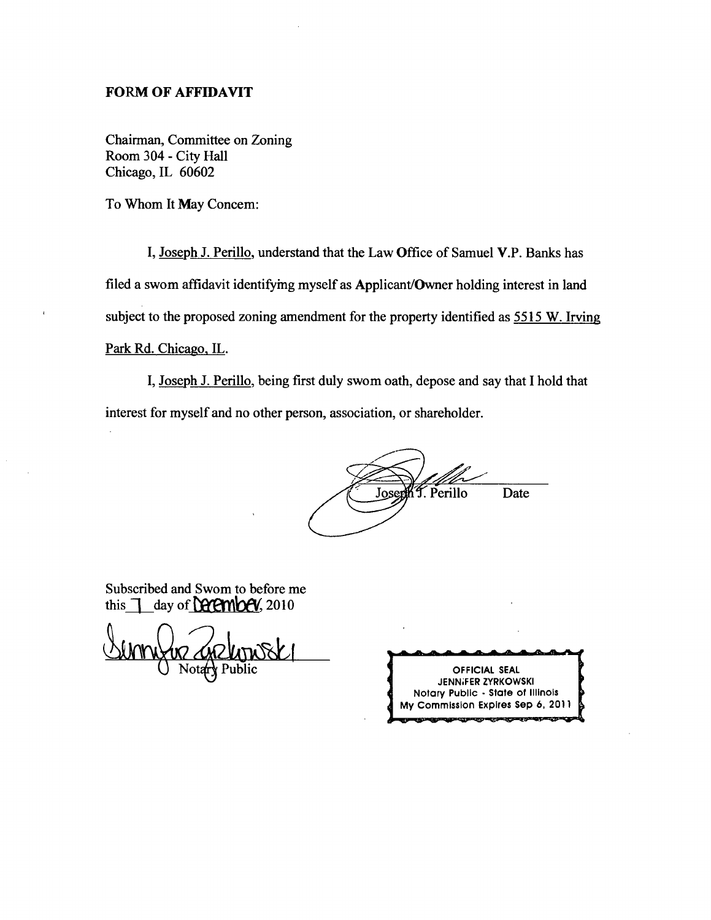**FORM OF AFFIDAVIT**

Chairman, Committee on Zoning
Room 304 - City Hall
Chicago, IL 60602

To Whom It May Concem:

I, Joseph J. Perillo, understand that the Law Office of Samuel V.P. Banks has filed a swom affidavit identifying myself as Applicant/Owner holding interest in land subject to the proposed zoning amendment for the property identified as 5515 W. Irving Park Rd. Chicago, IL.

I, Joseph J. Perillo, being first duly swom oath, depose and say that I hold that interest for myself and no other person, association, or shareholder.

Joseph J. Perillo　　Date

Subscribed and Swom to before me
this 7 day of December, 2010

Notary Public

OFFICIAL SEAL
JENNIFER ZYRKOWSKI
Notary Public - State of Illinois
My Commission Expires Sep 6, 2011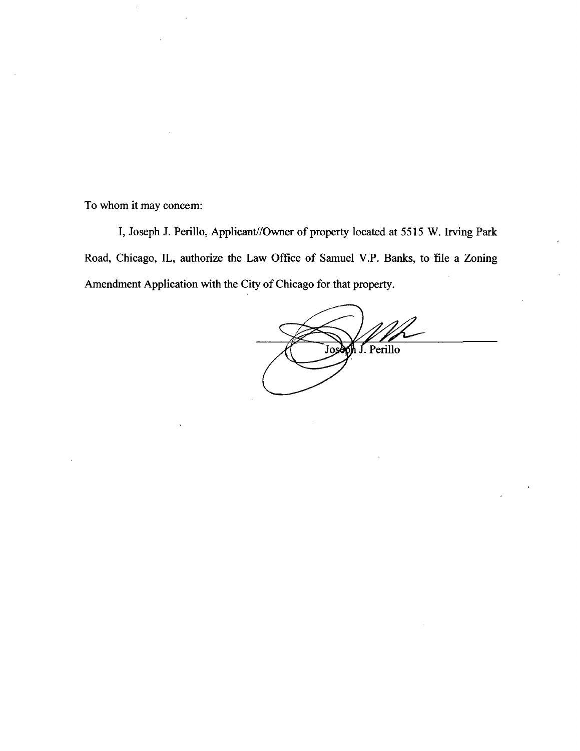To whom it may concem:

I, Joseph J. Perillo, Applicant//Owner of property located at 5515 W. Irving Park Road, Chicago, IL, authorize the Law Office of Samuel V.P. Banks, to file a Zoning Amendment Application with the City of Chicago for that property.

Joseph J. Perillo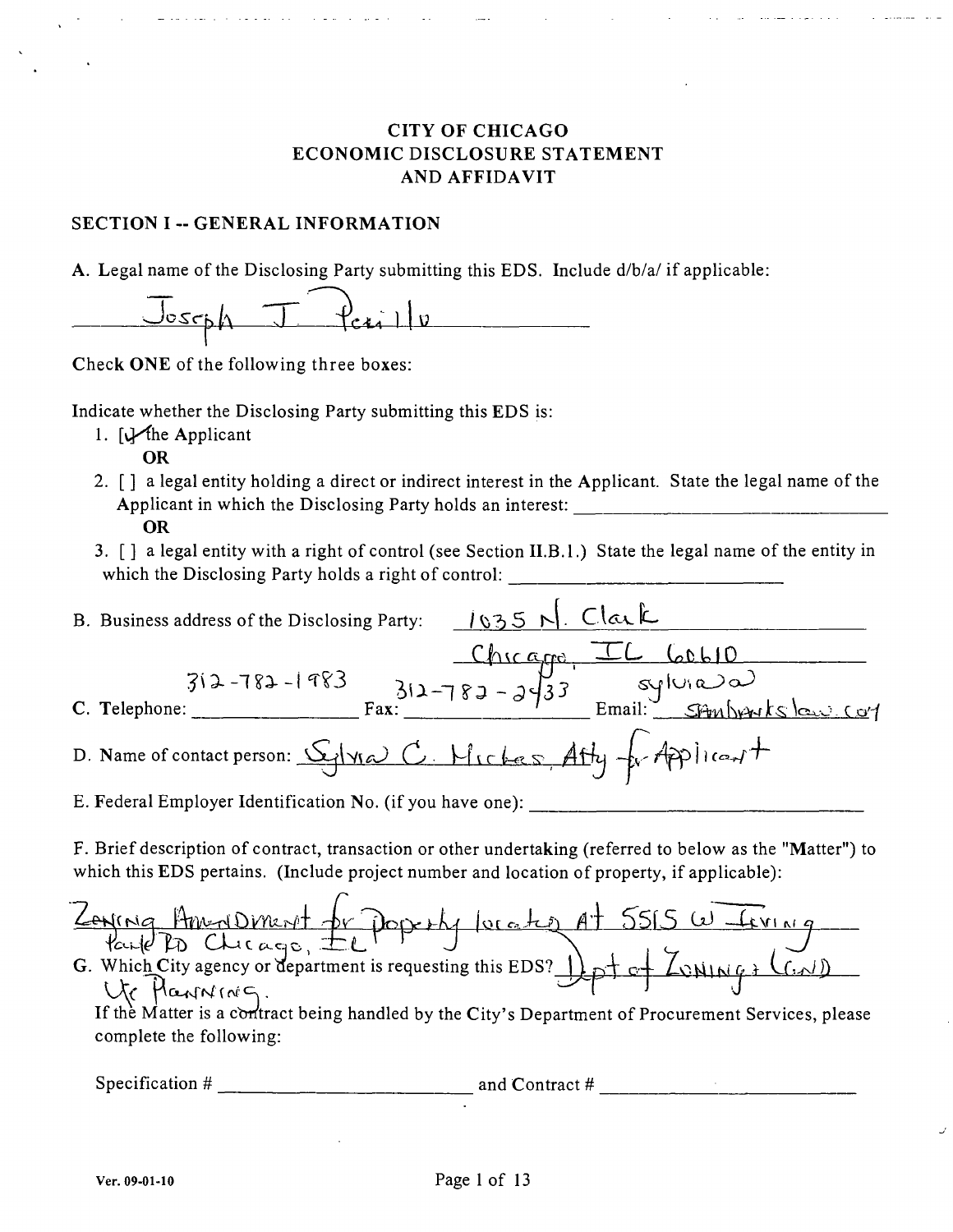# CITY OF CHICAGO
# ECONOMIC DISCLOSURE STATEMENT
# AND AFFIDAVIT

## SECTION I -- GENERAL INFORMATION

A. Legal name of the Disclosing Party submitting this EDS. Include d/b/a/ if applicable:

Joseph J. Perillo

Check **ONE** of the following three boxes:

Indicate whether the Disclosing Party submitting this EDS is:

1. [✓] the Applicant
   **OR**
2. [ ] a legal entity holding a direct or indirect interest in the Applicant. State the legal name of the Applicant in which the Disclosing Party holds an interest: ____________________
   **OR**
3. [ ] a legal entity with a right of control (see Section II.B.1.) State the legal name of the entity in which the Disclosing Party holds a right of control: ____________________

B. Business address of the Disclosing Party: 1035 N. Clark
Chicago, IL 60610

C. Telephone: 312-782-1983 Fax: 312-782-2433 Email: sylvia@sambankslaw.com

D. Name of contact person: Sylvia C. Michas, Atty for Applicant

E. Federal Employer Identification No. (if you have one): ____________________

F. Brief description of contract, transaction or other undertaking (referred to below as the "Matter") to which this EDS pertains. (Include project number and location of property, if applicable):

Zoning Amendment for property located at 5515 W Irving Park Rd Chicago, IL

G. Which City agency or department is requesting this EDS? Dept of Zoning & Land Use Planning.

If the Matter is a contract being handled by the City's Department of Procurement Services, please complete the following:

Specification # ____________________ and Contract # ____________________

Ver. 09-01-10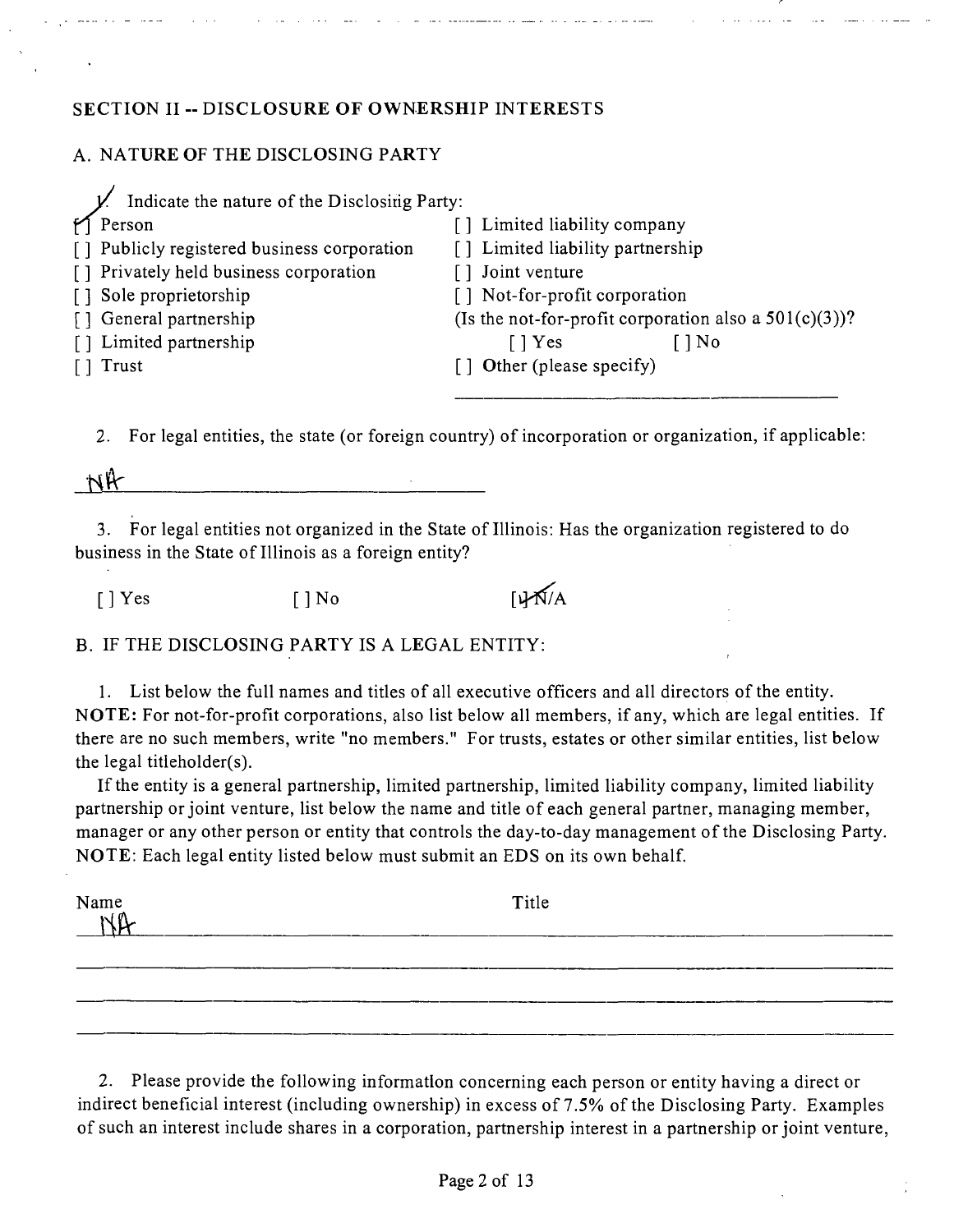## SECTION II -- DISCLOSURE OF OWNERSHIP INTERESTS

### A. NATURE OF THE DISCLOSING PARTY

1. Indicate the nature of the Disclosing Party:

[✓] Person
[ ] Publicly registered business corporation
[ ] Privately held business corporation
[ ] Sole proprietorship
[ ] General partnership
[ ] Limited partnership
[ ] Trust
[ ] Limited liability company
[ ] Limited liability partnership
[ ] Joint venture
[ ] Not-for-profit corporation
(Is the not-for-profit corporation also a 501(c)(3))?
[ ] Yes [ ] No
[ ] Other (please specify)

______________________________

2. For legal entities, the state (or foreign country) of incorporation or organization, if applicable:

NA

3. For legal entities not organized in the State of Illinois: Has the organization registered to do business in the State of Illinois as a foreign entity?

[ ] Yes [ ] No [✓] N/A

### B. IF THE DISCLOSING PARTY IS A LEGAL ENTITY:

1. List below the full names and titles of all executive officers and all directors of the entity. **NOTE:** For not-for-profit corporations, also list below all members, if any, which are legal entities. If there are no such members, write "no members." For trusts, estates or other similar entities, list below the legal titleholder(s).

If the entity is a general partnership, limited partnership, limited liability company, limited liability partnership or joint venture, list below the name and title of each general partner, managing member, manager or any other person or entity that controls the day-to-day management of the Disclosing Party. **NOTE**: Each legal entity listed below must submit an EDS on its own behalf.

| Name | Title |
| --- | --- |
| NA | |
| | |
| | |
| | |

2. Please provide the following information concerning each person or entity having a direct or indirect beneficial interest (including ownership) in excess of 7.5% of the Disclosing Party. Examples of such an interest include shares in a corporation, partnership interest in a partnership or joint venture,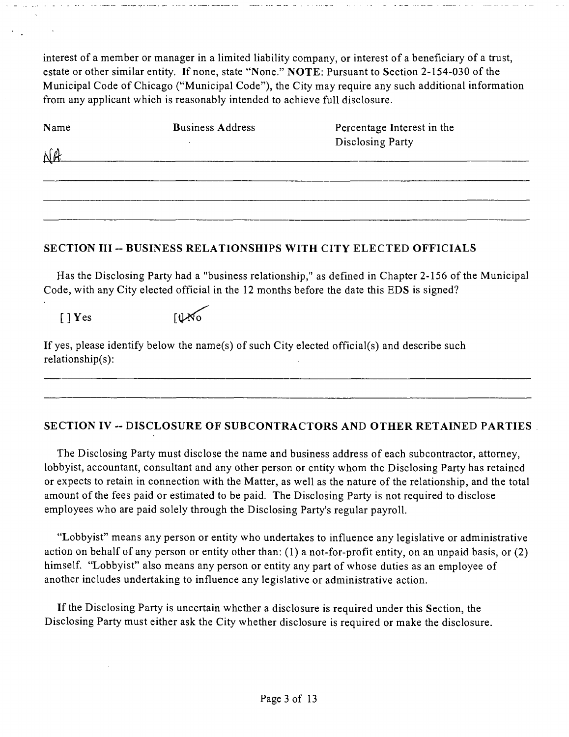interest of a member or manager in a limited liability company, or interest of a beneficiary of a trust, estate or other similar entity. If none, state "None." **NOTE**: Pursuant to Section 2-154-030 of the Municipal Code of Chicago ("Municipal Code"), the City may require any such additional information from any applicant which is reasonably intended to achieve full disclosure.

| Name | Business Address | Percentage Interest in the Disclosing Party |
|---|---|---|
| NA | | |
| | | |
| | | |
| | | |

## SECTION III -- BUSINESS RELATIONSHIPS WITH CITY ELECTED OFFICIALS

Has the Disclosing Party had a "business relationship," as defined in Chapter 2-156 of the Municipal Code, with any City elected official in the 12 months before the date this EDS is signed?

[ ] Yes [✓] No

If yes, please identify below the name(s) of such City elected official(s) and describe such relationship(s):

## SECTION IV -- DISCLOSURE OF SUBCONTRACTORS AND OTHER RETAINED PARTIES

The Disclosing Party must disclose the name and business address of each subcontractor, attorney, lobbyist, accountant, consultant and any other person or entity whom the Disclosing Party has retained or expects to retain in connection with the Matter, as well as the nature of the relationship, and the total amount of the fees paid or estimated to be paid. The Disclosing Party is not required to disclose employees who are paid solely through the Disclosing Party's regular payroll.

"Lobbyist" means any person or entity who undertakes to influence any legislative or administrative action on behalf of any person or entity other than: (1) a not-for-profit entity, on an unpaid basis, or (2) himself. "Lobbyist" also means any person or entity any part of whose duties as an employee of another includes undertaking to influence any legislative or administrative action.

If the Disclosing Party is uncertain whether a disclosure is required under this Section, the Disclosing Party must either ask the City whether disclosure is required or make the disclosure.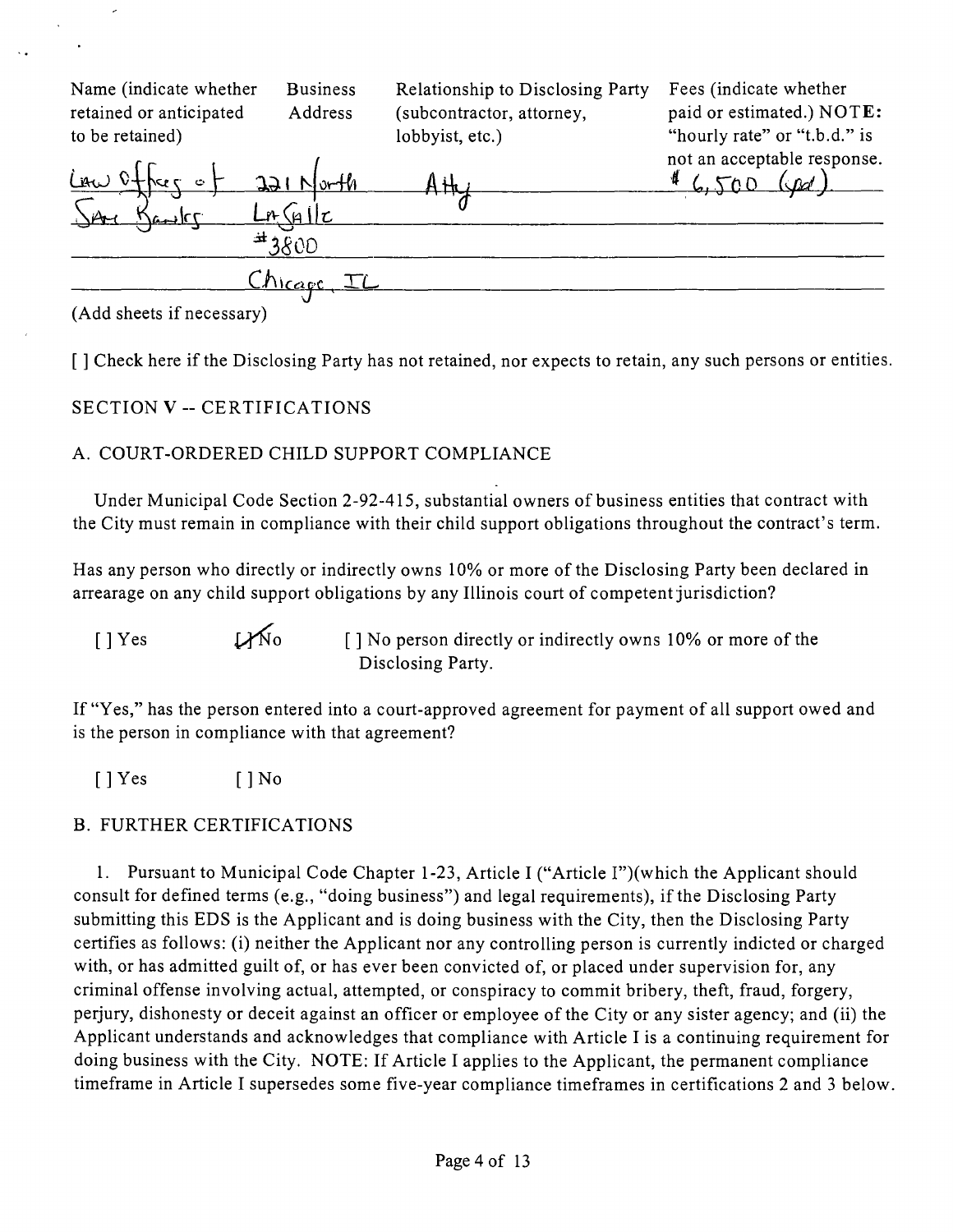| Name (indicate whether retained or anticipated to be retained) | Business Address | Relationship to Disclosing Party (subcontractor, attorney, lobbyist, etc.) | Fees (indicate whether paid or estimated.) NOTE: "hourly rate" or "t.b.d." is not an acceptable response. |
|---|---|---|---|
| Law Offices of Sam Banks | 221 North LaSalle #3800 Chicago, IL | Atty | $6,500 (pd). |

(Add sheets if necessary)

[ ] Check here if the Disclosing Party has not retained, nor expects to retain, any such persons or entities.

SECTION V -- CERTIFICATIONS

A. COURT-ORDERED CHILD SUPPORT COMPLIANCE

Under Municipal Code Section 2-92-415, substantial owners of business entities that contract with the City must remain in compliance with their child support obligations throughout the contract's term.

Has any person who directly or indirectly owns 10% or more of the Disclosing Party been declared in arrearage on any child support obligations by any Illinois court of competent jurisdiction?

[ ] Yes [X] No [ ] No person directly or indirectly owns 10% or more of the Disclosing Party.

If "Yes," has the person entered into a court-approved agreement for payment of all support owed and is the person in compliance with that agreement?

[ ] Yes [ ] No

B. FURTHER CERTIFICATIONS

1. Pursuant to Municipal Code Chapter 1-23, Article I ("Article I")(which the Applicant should consult for defined terms (e.g., "doing business") and legal requirements), if the Disclosing Party submitting this EDS is the Applicant and is doing business with the City, then the Disclosing Party certifies as follows: (i) neither the Applicant nor any controlling person is currently indicted or charged with, or has admitted guilt of, or has ever been convicted of, or placed under supervision for, any criminal offense involving actual, attempted, or conspiracy to commit bribery, theft, fraud, forgery, perjury, dishonesty or deceit against an officer or employee of the City or any sister agency; and (ii) the Applicant understands and acknowledges that compliance with Article I is a continuing requirement for doing business with the City. NOTE: If Article I applies to the Applicant, the permanent compliance timeframe in Article I supersedes some five-year compliance timeframes in certifications 2 and 3 below.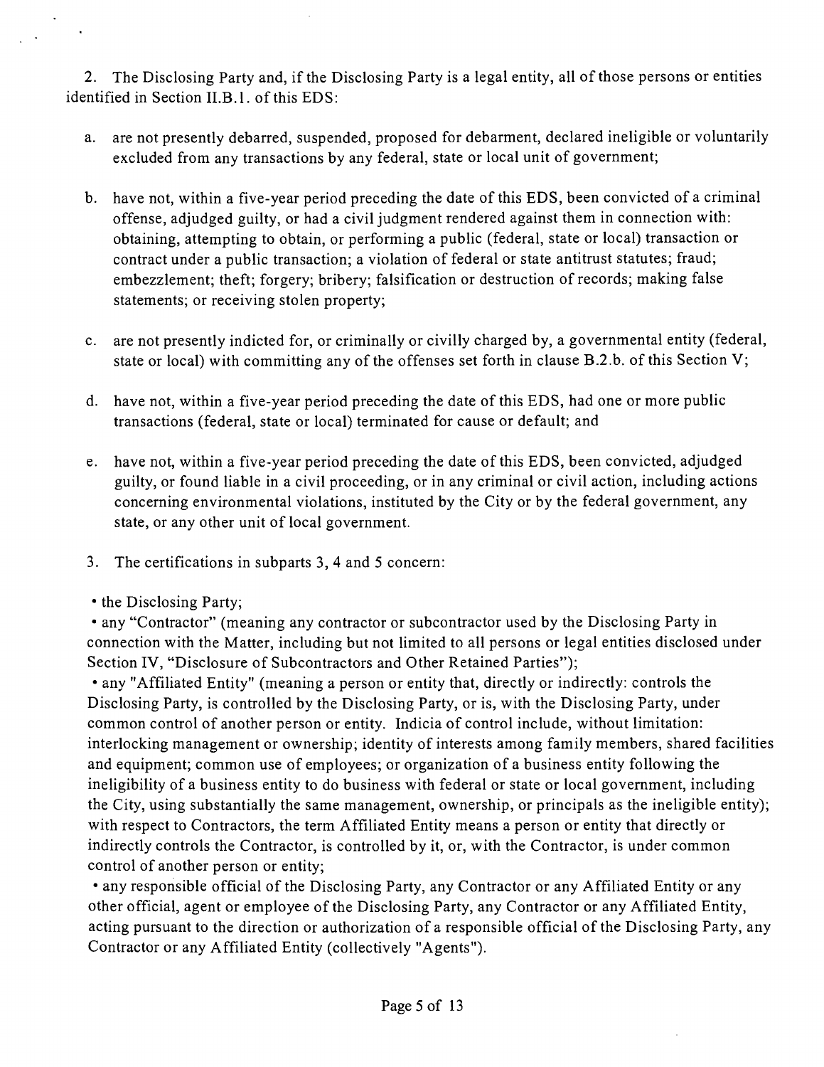2. The Disclosing Party and, if the Disclosing Party is a legal entity, all of those persons or entities identified in Section II.B.1. of this EDS:

a. are not presently debarred, suspended, proposed for debarment, declared ineligible or voluntarily excluded from any transactions by any federal, state or local unit of government;

b. have not, within a five-year period preceding the date of this EDS, been convicted of a criminal offense, adjudged guilty, or had a civil judgment rendered against them in connection with: obtaining, attempting to obtain, or performing a public (federal, state or local) transaction or contract under a public transaction; a violation of federal or state antitrust statutes; fraud; embezzlement; theft; forgery; bribery; falsification or destruction of records; making false statements; or receiving stolen property;

c. are not presently indicted for, or criminally or civilly charged by, a governmental entity (federal, state or local) with committing any of the offenses set forth in clause B.2.b. of this Section V;

d. have not, within a five-year period preceding the date of this EDS, had one or more public transactions (federal, state or local) terminated for cause or default; and

e. have not, within a five-year period preceding the date of this EDS, been convicted, adjudged guilty, or found liable in a civil proceeding, or in any criminal or civil action, including actions concerning environmental violations, instituted by the City or by the federal government, any state, or any other unit of local government.

3. The certifications in subparts 3, 4 and 5 concern:

- the Disclosing Party;
- any "Contractor" (meaning any contractor or subcontractor used by the Disclosing Party in connection with the Matter, including but not limited to all persons or legal entities disclosed under Section IV, "Disclosure of Subcontractors and Other Retained Parties");
- any "Affiliated Entity" (meaning a person or entity that, directly or indirectly: controls the Disclosing Party, is controlled by the Disclosing Party, or is, with the Disclosing Party, under common control of another person or entity. Indicia of control include, without limitation: interlocking management or ownership; identity of interests among family members, shared facilities and equipment; common use of employees; or organization of a business entity following the ineligibility of a business entity to do business with federal or state or local government, including the City, using substantially the same management, ownership, or principals as the ineligible entity); with respect to Contractors, the term Affiliated Entity means a person or entity that directly or indirectly controls the Contractor, is controlled by it, or, with the Contractor, is under common control of another person or entity;
- any responsible official of the Disclosing Party, any Contractor or any Affiliated Entity or any other official, agent or employee of the Disclosing Party, any Contractor or any Affiliated Entity, acting pursuant to the direction or authorization of a responsible official of the Disclosing Party, any Contractor or any Affiliated Entity (collectively "Agents").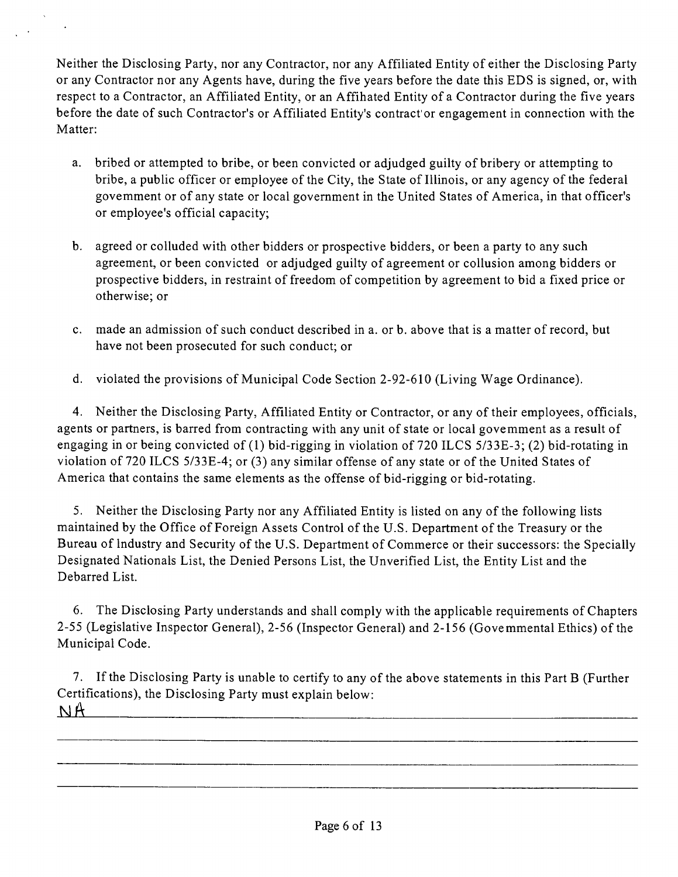Neither the Disclosing Party, nor any Contractor, nor any Affiliated Entity of either the Disclosing Party or any Contractor nor any Agents have, during the five years before the date this EDS is signed, or, with respect to a Contractor, an Affiliated Entity, or an Affihated Entity of a Contractor during the five years before the date of such Contractor's or Affiliated Entity's contract or engagement in connection with the Matter:

a. bribed or attempted to bribe, or been convicted or adjudged guilty of bribery or attempting to bribe, a public officer or employee of the City, the State of Illinois, or any agency of the federal govemment or of any state or local government in the United States of America, in that officer's or employee's official capacity;

b. agreed or colluded with other bidders or prospective bidders, or been a party to any such agreement, or been convicted or adjudged guilty of agreement or collusion among bidders or prospective bidders, in restraint of freedom of competition by agreement to bid a fixed price or otherwise; or

c. made an admission of such conduct described in a. or b. above that is a matter of record, but have not been prosecuted for such conduct; or

d. violated the provisions of Municipal Code Section 2-92-610 (Living Wage Ordinance).

4. Neither the Disclosing Party, Affiliated Entity or Contractor, or any of their employees, officials, agents or partners, is barred from contracting with any unit of state or local govemment as a result of engaging in or being convicted of (1) bid-rigging in violation of 720 ILCS 5/33E-3; (2) bid-rotating in violation of 720 ILCS 5/33E-4; or (3) any similar offense of any state or of the United States of America that contains the same elements as the offense of bid-rigging or bid-rotating.

5. Neither the Disclosing Party nor any Affiliated Entity is listed on any of the following lists maintained by the Office of Foreign Assets Control of the U.S. Department of the Treasury or the Bureau of Industry and Security of the U.S. Department of Commerce or their successors: the Specially Designated Nationals List, the Denied Persons List, the Unverified List, the Entity List and the Debarred List.

6. The Disclosing Party understands and shall comply with the applicable requirements of Chapters 2-55 (Legislative Inspector General), 2-56 (Inspector General) and 2-156 (Govemmental Ethics) of the Municipal Code.

7. If the Disclosing Party is unable to certify to any of the above statements in this Part B (Further Certifications), the Disclosing Party must explain below:

NA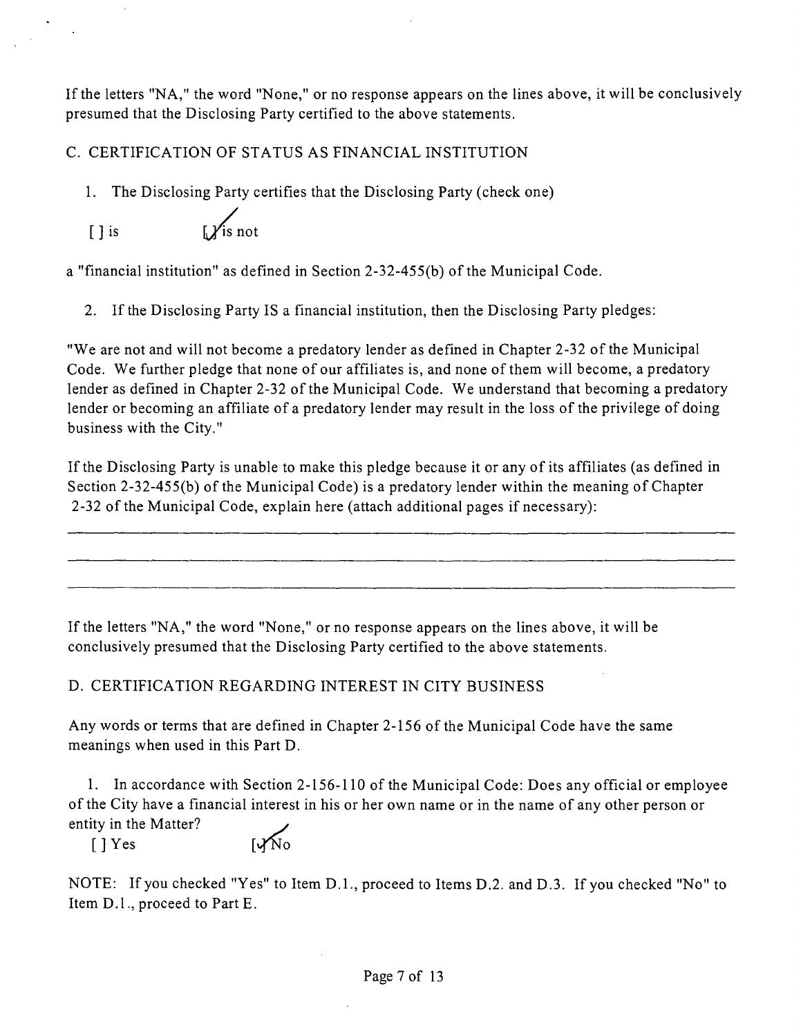If the letters "NA," the word "None," or no response appears on the lines above, it will be conclusively presumed that the Disclosing Party certified to the above statements.

C. CERTIFICATION OF STATUS AS FINANCIAL INSTITUTION

1. The Disclosing Party certifies that the Disclosing Party (check one)

[ ] is [✓] is not

a "financial institution" as defined in Section 2-32-455(b) of the Municipal Code.

2. If the Disclosing Party IS a financial institution, then the Disclosing Party pledges:

"We are not and will not become a predatory lender as defined in Chapter 2-32 of the Municipal Code. We further pledge that none of our affiliates is, and none of them will become, a predatory lender as defined in Chapter 2-32 of the Municipal Code. We understand that becoming a predatory lender or becoming an affiliate of a predatory lender may result in the loss of the privilege of doing business with the City."

If the Disclosing Party is unable to make this pledge because it or any of its affiliates (as defined in Section 2-32-455(b) of the Municipal Code) is a predatory lender within the meaning of Chapter 2-32 of the Municipal Code, explain here (attach additional pages if necessary):

_______________________________________________________________________________

_______________________________________________________________________________

_______________________________________________________________________________

If the letters "NA," the word "None," or no response appears on the lines above, it will be conclusively presumed that the Disclosing Party certified to the above statements.

D. CERTIFICATION REGARDING INTEREST IN CITY BUSINESS

Any words or terms that are defined in Chapter 2-156 of the Municipal Code have the same meanings when used in this Part D.

1. In accordance with Section 2-156-110 of the Municipal Code: Does any official or employee of the City have a financial interest in his or her own name or in the name of any other person or entity in the Matter?

[ ] Yes [✓] No

NOTE: If you checked "Yes" to Item D.1., proceed to Items D.2. and D.3. If you checked "No" to Item D.1., proceed to Part E.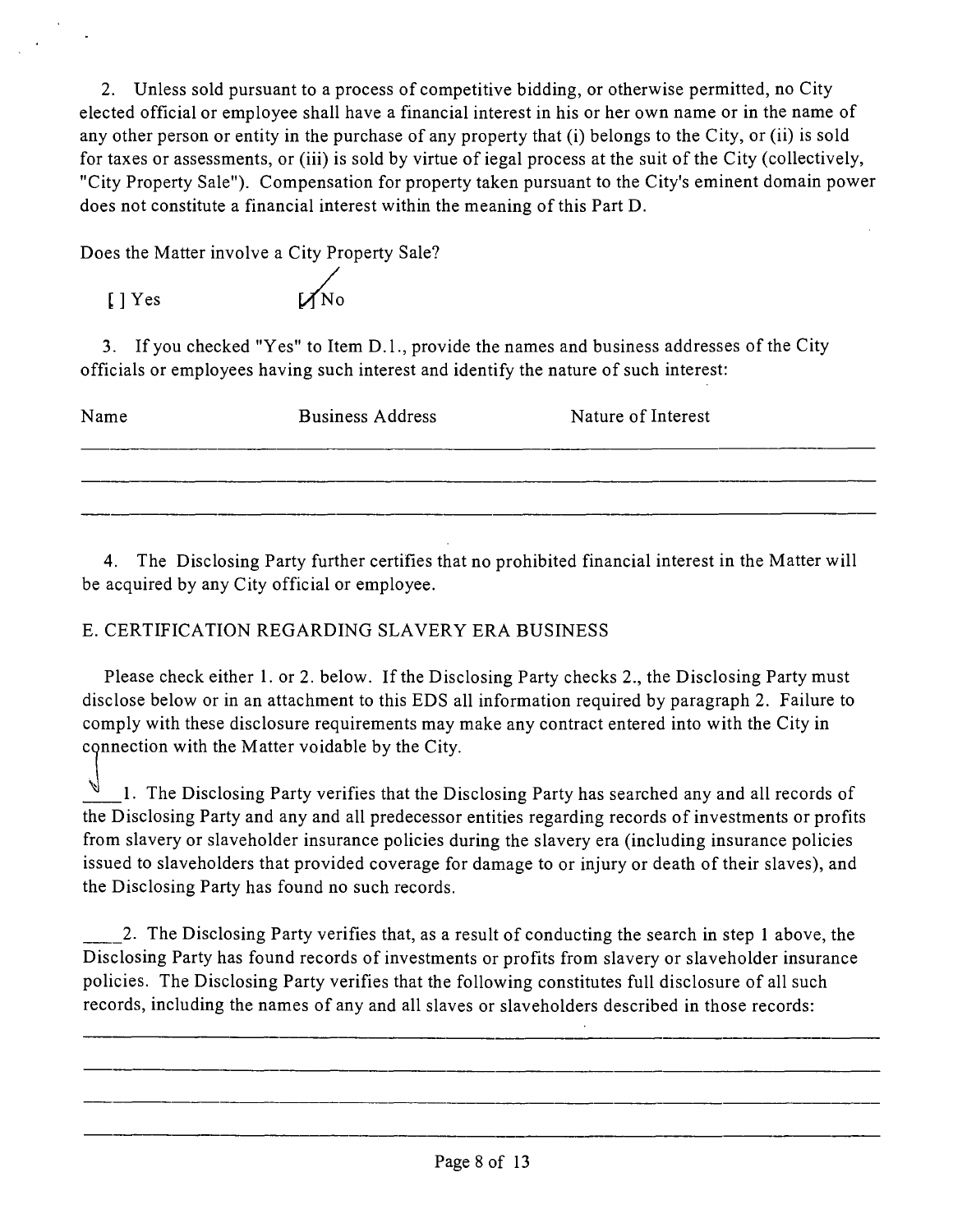2. Unless sold pursuant to a process of competitive bidding, or otherwise permitted, no City elected official or employee shall have a financial interest in his or her own name or in the name of any other person or entity in the purchase of any property that (i) belongs to the City, or (ii) is sold for taxes or assessments, or (iii) is sold by virtue of iegal process at the suit of the City (collectively, "City Property Sale"). Compensation for property taken pursuant to the City's eminent domain power does not constitute a financial interest within the meaning of this Part D.

Does the Matter involve a City Property Sale?

[ ] Yes [✓] No

3. If you checked "Yes" to Item D.1., provide the names and business addresses of the City officials or employees having such interest and identify the nature of such interest:

| Name | Business Address | Nature of Interest |
|---|---|---|
| | | |
| | | |
| | | |

4. The Disclosing Party further certifies that no prohibited financial interest in the Matter will be acquired by any City official or employee.

E. CERTIFICATION REGARDING SLAVERY ERA BUSINESS

Please check either 1. or 2. below. If the Disclosing Party checks 2., the Disclosing Party must disclose below or in an attachment to this EDS all information required by paragraph 2. Failure to comply with these disclosure requirements may make any contract entered into with the City in connection with the Matter voidable by the City.

✓ 1. The Disclosing Party verifies that the Disclosing Party has searched any and all records of the Disclosing Party and any and all predecessor entities regarding records of investments or profits from slavery or slaveholder insurance policies during the slavery era (including insurance policies issued to slaveholders that provided coverage for damage to or injury or death of their slaves), and the Disclosing Party has found no such records.

____2. The Disclosing Party verifies that, as a result of conducting the search in step 1 above, the Disclosing Party has found records of investments or profits from slavery or slaveholder insurance policies. The Disclosing Party verifies that the following constitutes full disclosure of all such records, including the names of any and all slaves or slaveholders described in those records:

______________________________________________________________________

______________________________________________________________________

______________________________________________________________________

______________________________________________________________________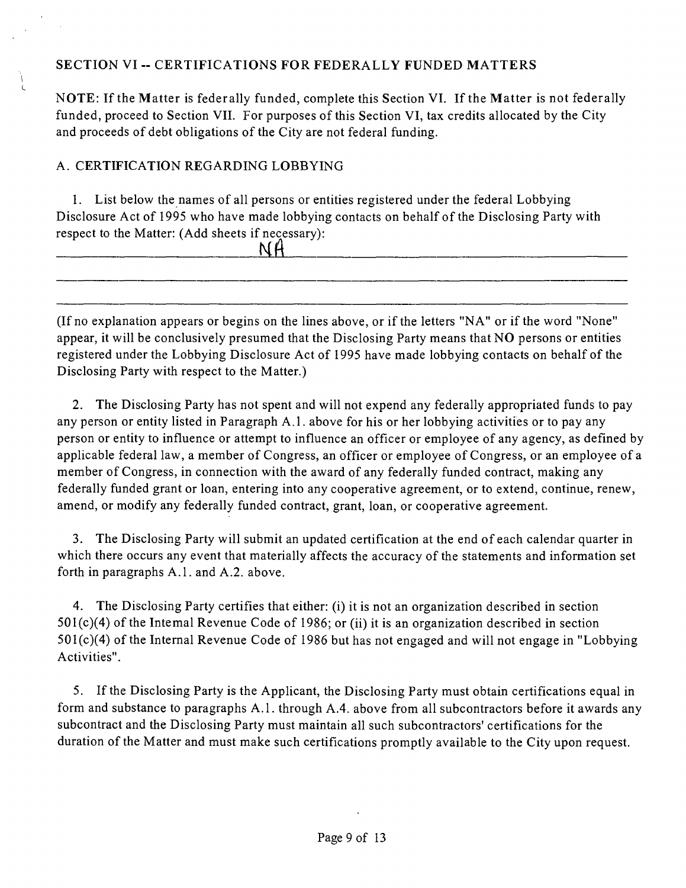## SECTION VI -- CERTIFICATIONS FOR FEDERALLY FUNDED MATTERS

**NOTE:** If the Matter is federally funded, complete this Section VI. If the Matter is not federally funded, proceed to Section VII. For purposes of this Section VI, tax credits allocated by the City and proceeds of debt obligations of the City are not federal funding.

### A. CERTIFICATION REGARDING LOBBYING

1. List below the names of all persons or entities registered under the federal Lobbying Disclosure Act of 1995 who have made lobbying contacts on behalf of the Disclosing Party with respect to the Matter: (Add sheets if necessary):

NA

(If no explanation appears or begins on the lines above, or if the letters "NA" or if the word "None" appear, it will be conclusively presumed that the Disclosing Party means that **NO** persons or entities registered under the Lobbying Disclosure Act of 1995 have made lobbying contacts on behalf of the Disclosing Party with respect to the Matter.)

2. The Disclosing Party has not spent and will not expend any federally appropriated funds to pay any person or entity listed in Paragraph A.1. above for his or her lobbying activities or to pay any person or entity to influence or attempt to influence an officer or employee of any agency, as defined by applicable federal law, a member of Congress, an officer or employee of Congress, or an employee of a member of Congress, in connection with the award of any federally funded contract, making any federally funded grant or loan, entering into any cooperative agreement, or to extend, continue, renew, amend, or modify any federally funded contract, grant, loan, or cooperative agreement.

3. The Disclosing Party will submit an updated certification at the end of each calendar quarter in which there occurs any event that materially affects the accuracy of the statements and information set forth in paragraphs A.1. and A.2. above.

4. The Disclosing Party certifies that either: (i) it is not an organization described in section 501(c)(4) of the Internal Revenue Code of 1986; or (ii) it is an organization described in section 501(c)(4) of the Internal Revenue Code of 1986 but has not engaged and will not engage in "Lobbying Activities".

5. If the Disclosing Party is the Applicant, the Disclosing Party must obtain certifications equal in form and substance to paragraphs A.1. through A.4. above from all subcontractors before it awards any subcontract and the Disclosing Party must maintain all such subcontractors' certifications for the duration of the Matter and must make such certifications promptly available to the City upon request.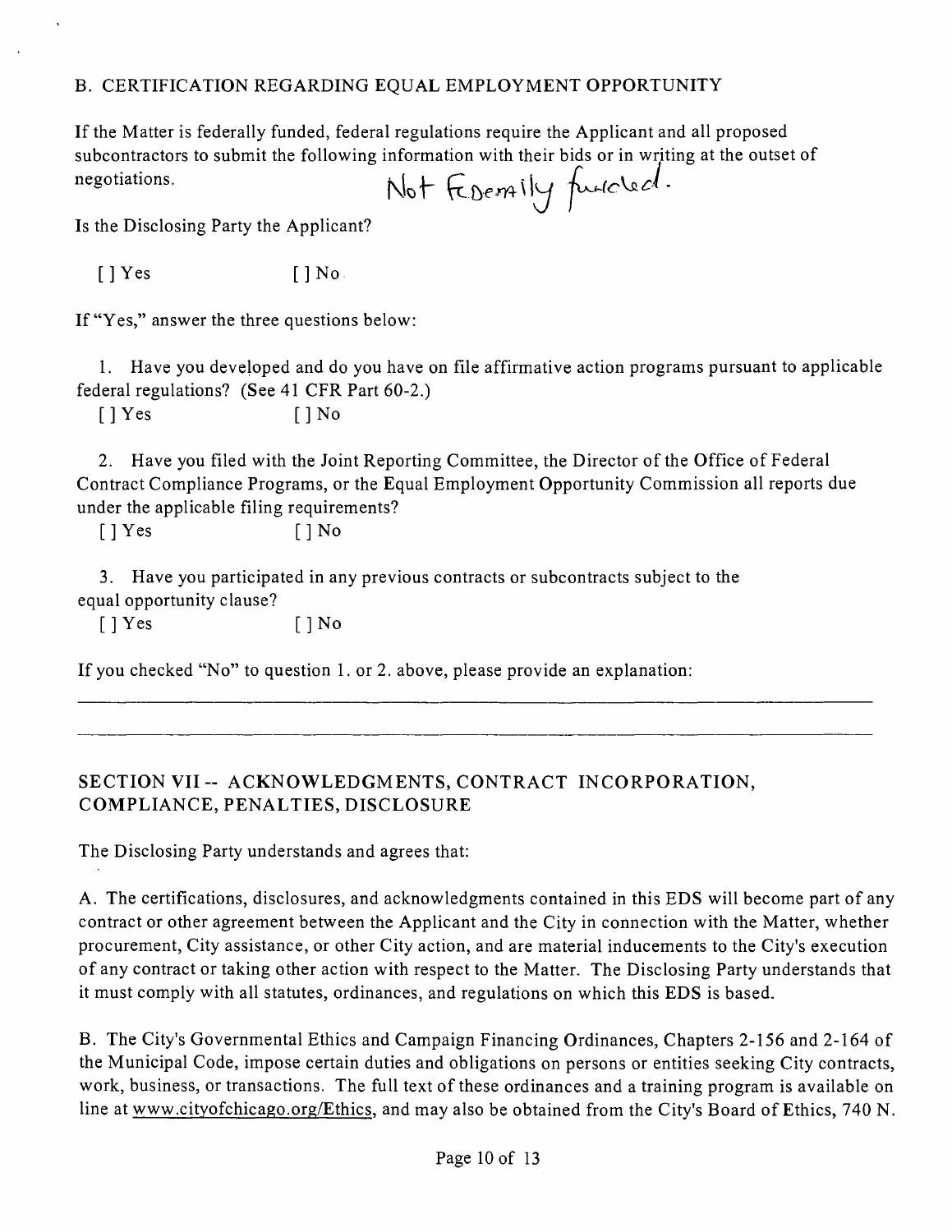## B. CERTIFICATION REGARDING EQUAL EMPLOYMENT OPPORTUNITY

If the Matter is federally funded, federal regulations require the Applicant and all proposed subcontractors to submit the following information with their bids or in writing at the outset of negotiations.

Not Federally funded.

Is the Disclosing Party the Applicant?

[ ] Yes [ ] No

If "Yes," answer the three questions below:

1. Have you developed and do you have on file affirmative action programs pursuant to applicable federal regulations? (See 41 CFR Part 60-2.)

   [ ] Yes [ ] No

2. Have you filed with the Joint Reporting Committee, the Director of the Office of Federal Contract Compliance Programs, or the Equal Employment Opportunity Commission all reports due under the applicable filing requirements?

   [ ] Yes [ ] No

3. Have you participated in any previous contracts or subcontracts subject to the equal opportunity clause?

   [ ] Yes [ ] No

If you checked "No" to question 1. or 2. above, please provide an explanation:

---

---

## SECTION VII -- ACKNOWLEDGMENTS, CONTRACT INCORPORATION, COMPLIANCE, PENALTIES, DISCLOSURE

The Disclosing Party understands and agrees that:

A. The certifications, disclosures, and acknowledgments contained in this EDS will become part of any contract or other agreement between the Applicant and the City in connection with the Matter, whether procurement, City assistance, or other City action, and are material inducements to the City's execution of any contract or taking other action with respect to the Matter. The Disclosing Party understands that it must comply with all statutes, ordinances, and regulations on which this EDS is based.

B. The City's Governmental Ethics and Campaign Financing Ordinances, Chapters 2-156 and 2-164 of the Municipal Code, impose certain duties and obligations on persons or entities seeking City contracts, work, business, or transactions. The full text of these ordinances and a training program is available on line at www.cityofchicago.org/Ethics, and may also be obtained from the City's Board of Ethics, 740 N.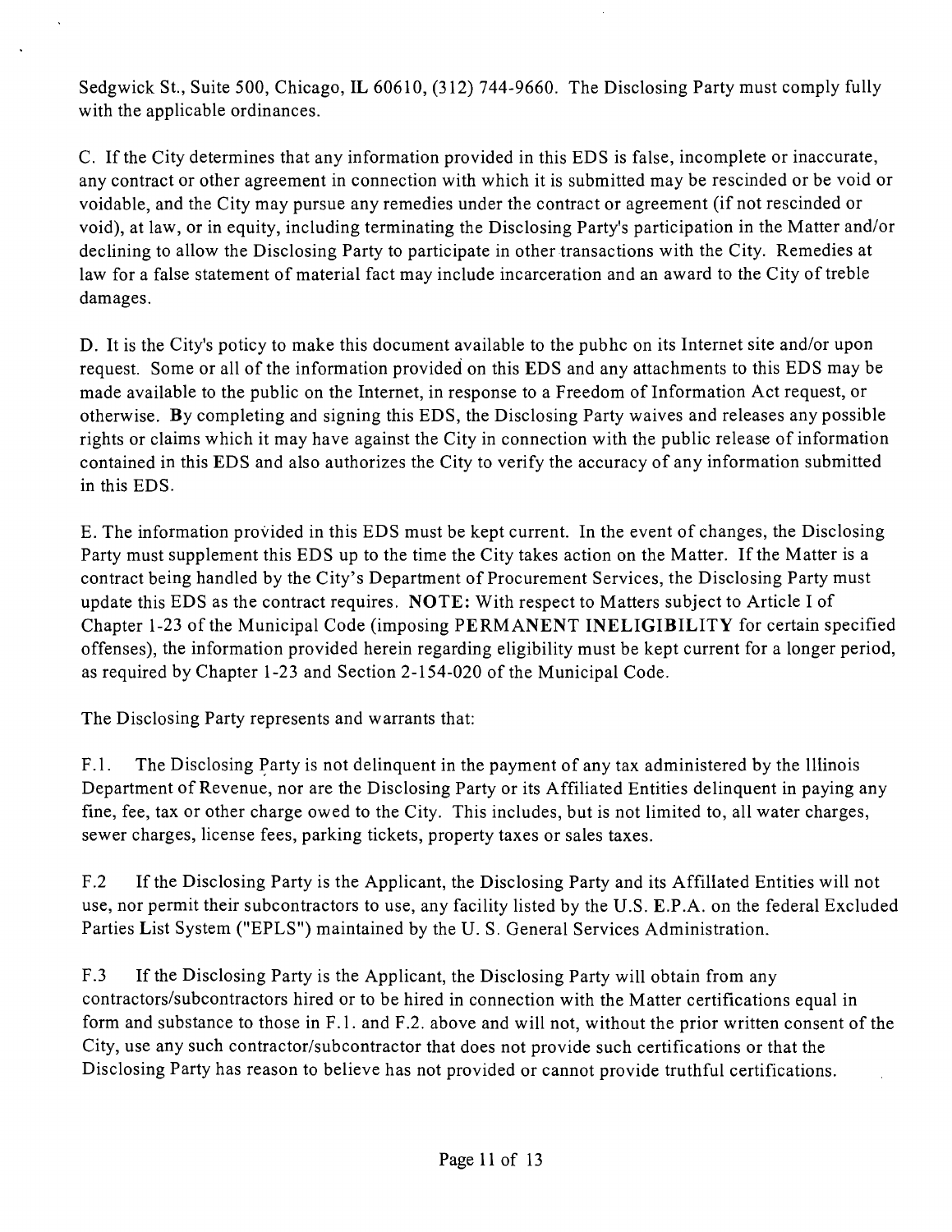Sedgwick St., Suite 500, Chicago, IL 60610, (312) 744-9660. The Disclosing Party must comply fully with the applicable ordinances.

C. If the City determines that any information provided in this EDS is false, incomplete or inaccurate, any contract or other agreement in connection with which it is submitted may be rescinded or be void or voidable, and the City may pursue any remedies under the contract or agreement (if not rescinded or void), at law, or in equity, including terminating the Disclosing Party's participation in the Matter and/or declining to allow the Disclosing Party to participate in other transactions with the City. Remedies at law for a false statement of material fact may include incarceration and an award to the City of treble damages.

D. It is the City's poticy to make this document available to the pubhc on its Internet site and/or upon request. Some or all of the information provided on this EDS and any attachments to this EDS may be made available to the public on the Internet, in response to a Freedom of Information Act request, or otherwise. By completing and signing this EDS, the Disclosing Party waives and releases any possible rights or claims which it may have against the City in connection with the public release of information contained in this EDS and also authorizes the City to verify the accuracy of any information submitted in this EDS.

E. The information provided in this EDS must be kept current. In the event of changes, the Disclosing Party must supplement this EDS up to the time the City takes action on the Matter. If the Matter is a contract being handled by the City's Department of Procurement Services, the Disclosing Party must update this EDS as the contract requires. **NOTE:** With respect to Matters subject to Article I of Chapter 1-23 of the Municipal Code (imposing PERMANENT INELIGIBILITY for certain specified offenses), the information provided herein regarding eligibility must be kept current for a longer period, as required by Chapter 1-23 and Section 2-154-020 of the Municipal Code.

The Disclosing Party represents and warrants that:

F.1. The Disclosing Party is not delinquent in the payment of any tax administered by the Illinois Department of Revenue, nor are the Disclosing Party or its Affiliated Entities delinquent in paying any fine, fee, tax or other charge owed to the City. This includes, but is not limited to, all water charges, sewer charges, license fees, parking tickets, property taxes or sales taxes.

F.2 If the Disclosing Party is the Applicant, the Disclosing Party and its Affillated Entities will not use, nor permit their subcontractors to use, any facility listed by the U.S. E.P.A. on the federal Excluded Parties List System ("EPLS") maintained by the U. S. General Services Administration.

F.3 If the Disclosing Party is the Applicant, the Disclosing Party will obtain from any contractors/subcontractors hired or to be hired in connection with the Matter certifications equal in form and substance to those in F.1. and F.2. above and will not, without the prior written consent of the City, use any such contractor/subcontractor that does not provide such certifications or that the Disclosing Party has reason to believe has not provided or cannot provide truthful certifications.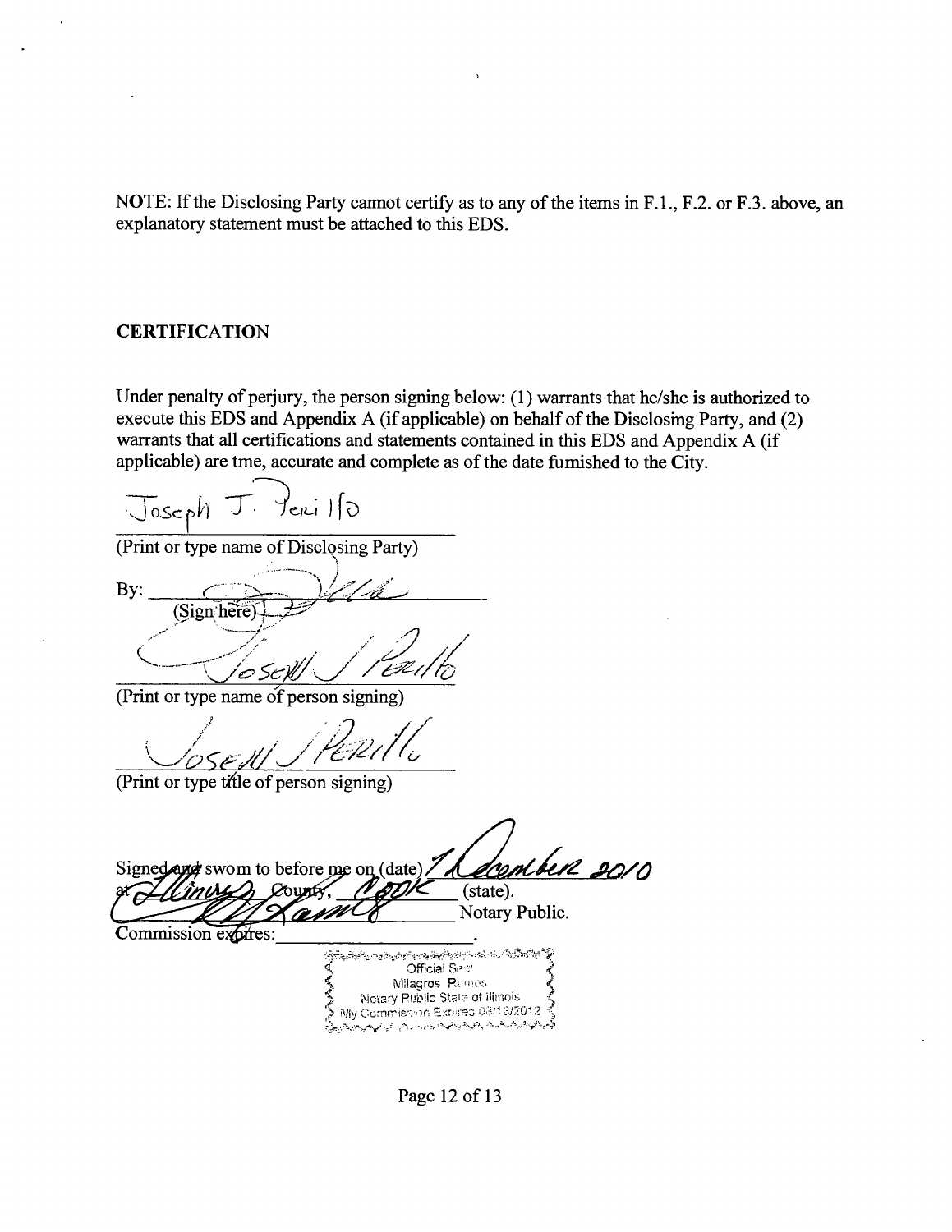NOTE: If the Disclosing Party cannot certify as to any of the items in F.1., F.2. or F.3. above, an explanatory statement must be attached to this EDS.

## CERTIFICATION

Under penalty of perjury, the person signing below: (1) warrants that he/she is authorized to execute this EDS and Appendix A (if applicable) on behalf of the Disclosing Party, and (2) warrants that all certifications and statements contained in this EDS and Appendix A (if applicable) are true, accurate and complete as of the date furnished to the City.

Joseph J. Perillo

(Print or type name of Disclosing Party)

By: ____________________
(Sign here)

Joseph J Perillo

(Print or type name of person signing)

Joseph J Perillo

(Print or type title of person signing)

Signed and sworn to before me on (date) 7 December 2010
at Illinois County, Cook (state).
________________ Notary Public.

Commission expires: ________________.

Official Seal
Milagros Ramos
Notary Public State of Illinois
My Commission Expires 08/13/2012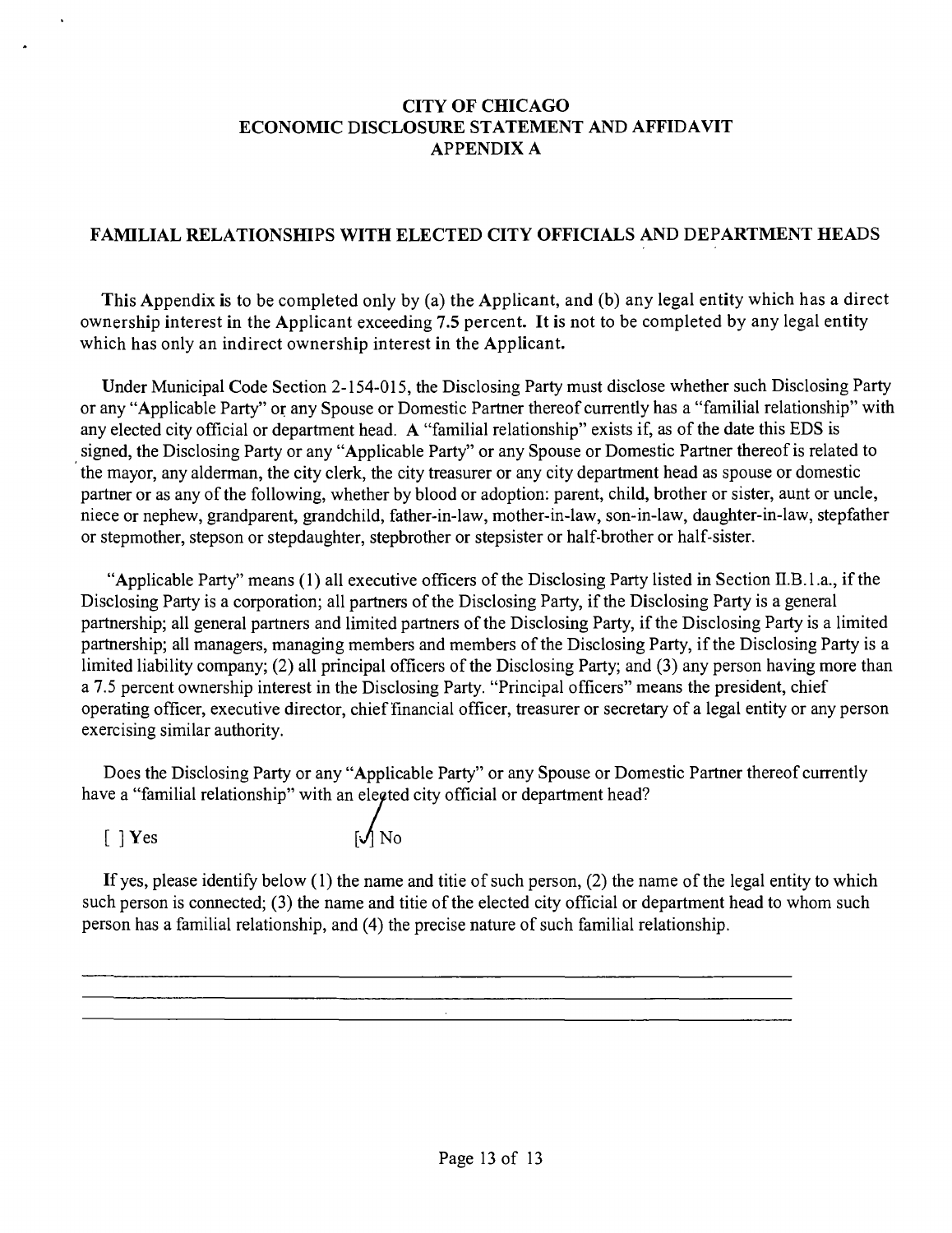# CITY OF CHICAGO
# ECONOMIC DISCLOSURE STATEMENT AND AFFIDAVIT
# APPENDIX A

## FAMILIAL RELATIONSHIPS WITH ELECTED CITY OFFICIALS AND DEPARTMENT HEADS

This Appendix is to be completed only by (a) the Applicant, and (b) any legal entity which has a direct ownership interest in the Applicant exceeding 7.5 percent. It is not to be completed by any legal entity which has only an indirect ownership interest in the Applicant.

Under Municipal Code Section 2-154-015, the Disclosing Party must disclose whether such Disclosing Party or any "Applicable Party" or any Spouse or Domestic Partner thereof currently has a "familial relationship" with any elected city official or department head. A "familial relationship" exists if, as of the date this EDS is signed, the Disclosing Party or any "Applicable Party" or any Spouse or Domestic Partner thereof is related to the mayor, any alderman, the city clerk, the city treasurer or any city department head as spouse or domestic partner or as any of the following, whether by blood or adoption: parent, child, brother or sister, aunt or uncle, niece or nephew, grandparent, grandchild, father-in-law, mother-in-law, son-in-law, daughter-in-law, stepfather or stepmother, stepson or stepdaughter, stepbrother or stepsister or half-brother or half-sister.

"Applicable Party" means (1) all executive officers of the Disclosing Party listed in Section II.B.1.a., if the Disclosing Party is a corporation; all partners of the Disclosing Party, if the Disclosing Party is a general partnership; all general partners and limited partners of the Disclosing Party, if the Disclosing Party is a limited partnership; all managers, managing members and members of the Disclosing Party, if the Disclosing Party is a limited liability company; (2) all principal officers of the Disclosing Party; and (3) any person having more than a 7.5 percent ownership interest in the Disclosing Party. "Principal officers" means the president, chief operating officer, executive director, chief financial officer, treasurer or secretary of a legal entity or any person exercising similar authority.

Does the Disclosing Party or any "Applicable Party" or any Spouse or Domestic Partner thereof currently have a "familial relationship" with an elected city official or department head?

[ ] Yes [✓] No

If yes, please identify below (1) the name and title of such person, (2) the name of the legal entity to which such person is connected; (3) the name and title of the elected city official or department head to whom such person has a familial relationship, and (4) the precise nature of such familial relationship.

\_\_\_\_\_\_\_\_\_\_\_\_\_\_\_\_\_\_\_\_\_\_\_\_\_\_\_\_\_\_\_\_\_\_\_\_\_\_\_\_\_\_\_\_\_\_\_\_\_\_\_\_\_\_\_\_\_\_\_\_

\_\_\_\_\_\_\_\_\_\_\_\_\_\_\_\_\_\_\_\_\_\_\_\_\_\_\_\_\_\_\_\_\_\_\_\_\_\_\_\_\_\_\_\_\_\_\_\_\_\_\_\_\_\_\_\_\_\_\_\_

\_\_\_\_\_\_\_\_\_\_\_\_\_\_\_\_\_\_\_\_\_\_\_\_\_\_\_\_\_\_\_\_\_\_\_\_\_\_\_\_\_\_\_\_\_\_\_\_\_\_\_\_\_\_\_\_\_\_\_\_